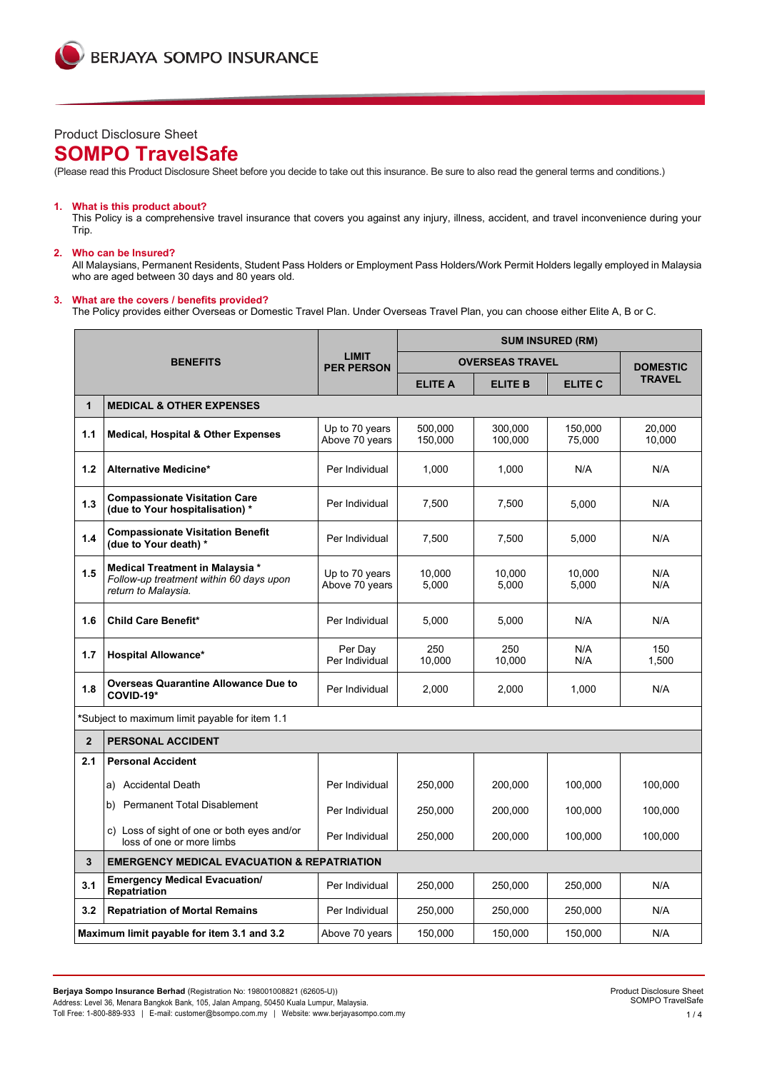BERJAYA SOMPO INSURANCE

Product Disclosure Sheet

# SOMPO TravelSafe

(Please read this Product Disclosure Sheet before you decide to take out this insurance. Be sure to also read the general terms and conditions.)

## 1. What is this product about?

This Policy is a comprehensive travel insurance that covers you against any injury, illness, accident, and travel inconvenience during your Trip.

## 2. Who can be Insured?

All Malaysians, Permanent Residents, Student Pass Holders or Employment Pass Holders/Work Permit Holders legally employed in Malaysia who are aged between 30 days and 80 years old.

## 3. What are the covers / benefits provided?

The Policy provides either Overseas or Domestic Travel Plan. Under Overseas Travel Plan, you can choose either Elite A, B or C.

| BENEFITS | | LIMIT PER PERSON | SUM INSURED (RM) | | | |
|---|---|---|---|---|---|---|
| | | | OVERSEAS TRAVEL | | | DOMESTIC TRAVEL |
| | | | ELITE A | ELITE B | ELITE C | |
| **1** | **MEDICAL & OTHER EXPENSES** | | | | | |
| **1.1** | **Medical, Hospital & Other Expenses** | Up to 70 years<br>Above 70 years | 500,000<br>150,000 | 300,000<br>100,000 | 150,000<br>75,000 | 20,000<br>10,000 |
| **1.2** | **Alternative Medicine*** | Per Individual | 1,000 | 1,000 | N/A | N/A |
| **1.3** | **Compassionate Visitation Care (due to Your hospitalisation) *** | Per Individual | 7,500 | 7,500 | 5,000 | N/A |
| **1.4** | **Compassionate Visitation Benefit (due to Your death) *** | Per Individual | 7,500 | 7,500 | 5,000 | N/A |
| **1.5** | **Medical Treatment in Malaysia ***<br>*Follow-up treatment within 60 days upon return to Malaysia.* | Up to 70 years<br>Above 70 years | 10,000<br>5,000 | 10,000<br>5,000 | 10,000<br>5,000 | N/A<br>N/A |
| **1.6** | **Child Care Benefit*** | Per Individual | 5,000 | 5,000 | N/A | N/A |
| **1.7** | **Hospital Allowance*** | Per Day<br>Per Individual | 250<br>10,000 | 250<br>10,000 | N/A<br>N/A | 150<br>1,500 |
| **1.8** | **Overseas Quarantine Allowance Due to COVID-19*** | Per Individual | 2,000 | 2,000 | 1,000 | N/A |
| *Subject to maximum limit payable for item 1.1 | | | | | | |
| **2** | **PERSONAL ACCIDENT** | | | | | |
| **2.1** | **Personal Accident** | | | | | |
| | a) Accidental Death | Per Individual | 250,000 | 200,000 | 100,000 | 100,000 |
| | b) Permanent Total Disablement | Per Individual | 250,000 | 200,000 | 100,000 | 100,000 |
| | c) Loss of sight of one or both eyes and/or loss of one or more limbs | Per Individual | 250,000 | 200,000 | 100,000 | 100,000 |
| **3** | **EMERGENCY MEDICAL EVACUATION & REPATRIATION** | | | | | |
| **3.1** | **Emergency Medical Evacuation/ Repatriation** | Per Individual | 250,000 | 250,000 | 250,000 | N/A |
| **3.2** | **Repatriation of Mortal Remains** | Per Individual | 250,000 | 250,000 | 250,000 | N/A |
| **Maximum limit payable for item 3.1 and 3.2** | | Above 70 years | 150,000 | 150,000 | 150,000 | N/A |

**Berjaya Sompo Insurance Berhad** (Registration No: 198001008821 (62605-U))
Address: Level 36, Menara Bangkok Bank, 105, Jalan Ampang, 50450 Kuala Lumpur, Malaysia.
Toll Free: 1-800-889-933 | E-mail: customer@bsompo.com.my | Website: www.berjayasompo.com.my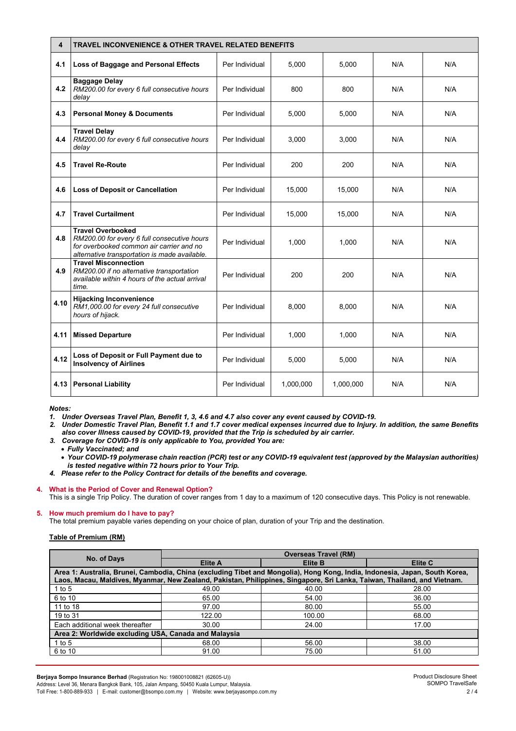| 4 | TRAVEL INCONVENIENCE & OTHER TRAVEL RELATED BENEFITS | | | | | |
|---|---|---|---|---|---|---|
| 4.1 | **Loss of Baggage and Personal Effects** | Per Individual | 5,000 | 5,000 | N/A | N/A |
| 4.2 | **Baggage Delay** *RM200.00 for every 6 full consecutive hours delay* | Per Individual | 800 | 800 | N/A | N/A |
| 4.3 | **Personal Money & Documents** | Per Individual | 5,000 | 5,000 | N/A | N/A |
| 4.4 | **Travel Delay** *RM200.00 for every 6 full consecutive hours delay* | Per Individual | 3,000 | 3,000 | N/A | N/A |
| 4.5 | **Travel Re-Route** | Per Individual | 200 | 200 | N/A | N/A |
| 4.6 | **Loss of Deposit or Cancellation** | Per Individual | 15,000 | 15,000 | N/A | N/A |
| 4.7 | **Travel Curtailment** | Per Individual | 15,000 | 15,000 | N/A | N/A |
| 4.8 | **Travel Overbooked** *RM200.00 for every 6 full consecutive hours for overbooked common air carrier and no alternative transportation is made available.* | Per Individual | 1,000 | 1,000 | N/A | N/A |
| 4.9 | **Travel Misconnection** *RM200.00 if no alternative transportation available within 4 hours of the actual arrival time.* | Per Individual | 200 | 200 | N/A | N/A |
| 4.10 | **Hijacking Inconvenience** *RM1,000.00 for every 24 full consecutive hours of hijack.* | Per Individual | 8,000 | 8,000 | N/A | N/A |
| 4.11 | **Missed Departure** | Per Individual | 1,000 | 1,000 | N/A | N/A |
| 4.12 | **Loss of Deposit or Full Payment due to Insolvency of Airlines** | Per Individual | 5,000 | 5,000 | N/A | N/A |
| 4.13 | **Personal Liability** | Per Individual | 1,000,000 | 1,000,000 | N/A | N/A |

***Notes:***

1. ***Under Overseas Travel Plan, Benefit 1, 3, 4.6 and 4.7 also cover any event caused by COVID-19.***
2. ***Under Domestic Travel Plan, Benefit 1.1 and 1.7 cover medical expenses incurred due to Injury. In addition, the same Benefits also cover Illness caused by COVID-19, provided that the Trip is scheduled by air carrier.***
3. ***Coverage for COVID-19 is only applicable to You, provided You are:***
   - ***Fully Vaccinated; and***
   - ***Your COVID-19 polymerase chain reaction (PCR) test or any COVID-19 equivalent test (approved by the Malaysian authorities) is tested negative within 72 hours prior to Your Trip.***
4. ***Please refer to the Policy Contract for details of the benefits and coverage.***

## 4. What is the Period of Cover and Renewal Option?

This is a single Trip Policy. The duration of cover ranges from 1 day to a maximum of 120 consecutive days. This Policy is not renewable.

## 5. How much premium do I have to pay?

The total premium payable varies depending on your choice of plan, duration of your Trip and the destination.

**Table of Premium (RM)**

| No. of Days | Overseas Travel (RM) | | |
|---|---|---|---|
| | **Elite A** | **Elite B** | **Elite C** |
| **Area 1: Australia, Brunei, Cambodia, China (excluding Tibet and Mongolia), Hong Kong, India, Indonesia, Japan, South Korea, Laos, Macau, Maldives, Myanmar, New Zealand, Pakistan, Philippines, Singapore, Sri Lanka, Taiwan, Thailand, and Vietnam.** | | | |
| 1 to 5 | 49.00 | 40.00 | 28.00 |
| 6 to 10 | 65.00 | 54.00 | 36.00 |
| 11 to 18 | 97.00 | 80.00 | 55.00 |
| 19 to 31 | 122.00 | 100.00 | 68.00 |
| Each additional week thereafter | 30.00 | 24.00 | 17.00 |
| **Area 2: Worldwide excluding USA, Canada and Malaysia** | | | |
| 1 to 5 | 68.00 | 56.00 | 38.00 |
| 6 to 10 | 91.00 | 75.00 | 51.00 |

**Berjaya Sompo Insurance Berhad** (Registration No: 198001008821 (62605-U))
Address: Level 36, Menara Bangkok Bank, 105, Jalan Ampang, 50450 Kuala Lumpur, Malaysia.
Toll Free: 1-800-889-933 | E-mail: customer@bsompo.com.my | Website: www.berjayasompo.com.my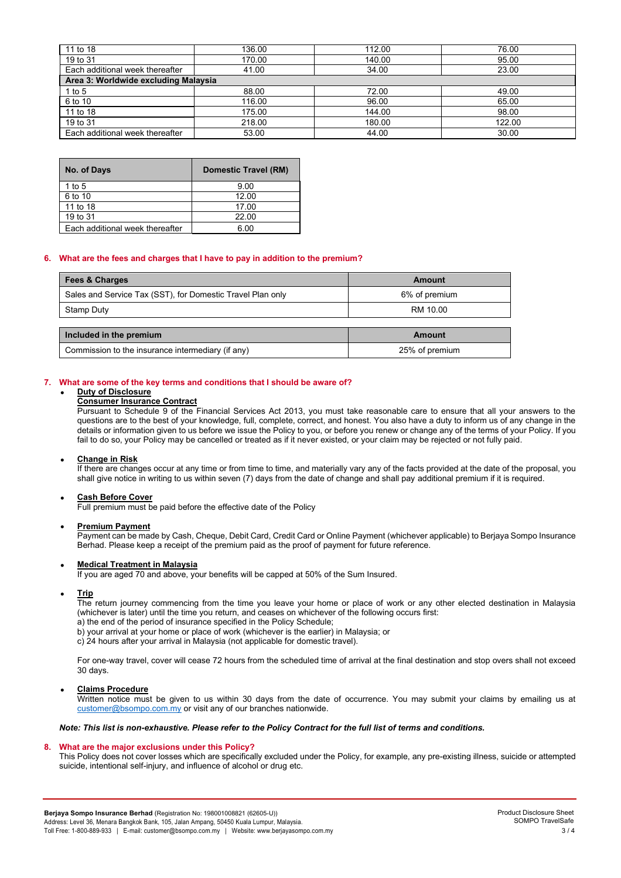| | | | |
|---|---|---|---|
| 11 to 18 | 136.00 | 112.00 | 76.00 |
| 19 to 31 | 170.00 | 140.00 | 95.00 |
| Each additional week thereafter | 41.00 | 34.00 | 23.00 |
| **Area 3: Worldwide excluding Malaysia** | | | |
| 1 to 5 | 88.00 | 72.00 | 49.00 |
| 6 to 10 | 116.00 | 96.00 | 65.00 |
| 11 to 18 | 175.00 | 144.00 | 98.00 |
| 19 to 31 | 218.00 | 180.00 | 122.00 |
| Each additional week thereafter | 53.00 | 44.00 | 30.00 |

| No. of Days | Domestic Travel (RM) |
|---|---|
| 1 to 5 | 9.00 |
| 6 to 10 | 12.00 |
| 11 to 18 | 17.00 |
| 19 to 31 | 22.00 |
| Each additional week thereafter | 6.00 |

## 6. What are the fees and charges that I have to pay in addition to the premium?

| Fees & Charges | Amount |
|---|---|
| Sales and Service Tax (SST), for Domestic Travel Plan only | 6% of premium |
| Stamp Duty | RM 10.00 |

| Included in the premium | Amount |
|---|---|
| Commission to the insurance intermediary (if any) | 25% of premium |

## 7. What are some of the key terms and conditions that I should be aware of?

- **Duty of Disclosure**

  **Consumer Insurance Contract**

  Pursuant to Schedule 9 of the Financial Services Act 2013, you must take reasonable care to ensure that all your answers to the questions are to the best of your knowledge, full, complete, correct, and honest. You also have a duty to inform us of any change in the details or information given to us before we issue the Policy to you, or before you renew or change any of the terms of your Policy. If you fail to do so, your Policy may be cancelled or treated as if it never existed, or your claim may be rejected or not fully paid.

- **Change in Risk**

  If there are changes occur at any time or from time to time, and materially vary any of the facts provided at the date of the proposal, you shall give notice in writing to us within seven (7) days from the date of change and shall pay additional premium if it is required.

- **Cash Before Cover**

  Full premium must be paid before the effective date of the Policy

- **Premium Payment**

  Payment can be made by Cash, Cheque, Debit Card, Credit Card or Online Payment (whichever applicable) to Berjaya Sompo Insurance Berhad. Please keep a receipt of the premium paid as the proof of payment for future reference.

- **Medical Treatment in Malaysia**

  If you are aged 70 and above, your benefits will be capped at 50% of the Sum Insured.

- **Trip**

  The return journey commencing from the time you leave your home or place of work or any other elected destination in Malaysia (whichever is later) until the time you return, and ceases on whichever of the following occurs first:
  a) the end of the period of insurance specified in the Policy Schedule;
  b) your arrival at your home or place of work (whichever is the earlier) in Malaysia; or
  c) 24 hours after your arrival in Malaysia (not applicable for domestic travel).

  For one-way travel, cover will cease 72 hours from the scheduled time of arrival at the final destination and stop overs shall not exceed 30 days.

- **Claims Procedure**

  Written notice must be given to us within 30 days from the date of occurrence. You may submit your claims by emailing us at customer@bsompo.com.my or visit any of our branches nationwide.

***Note: This list is non-exhaustive. Please refer to the Policy Contract for the full list of terms and conditions.***

## 8. What are the major exclusions under this Policy?

This Policy does not cover losses which are specifically excluded under the Policy, for example, any pre-existing illness, suicide or attempted suicide, intentional self-injury, and influence of alcohol or drug etc.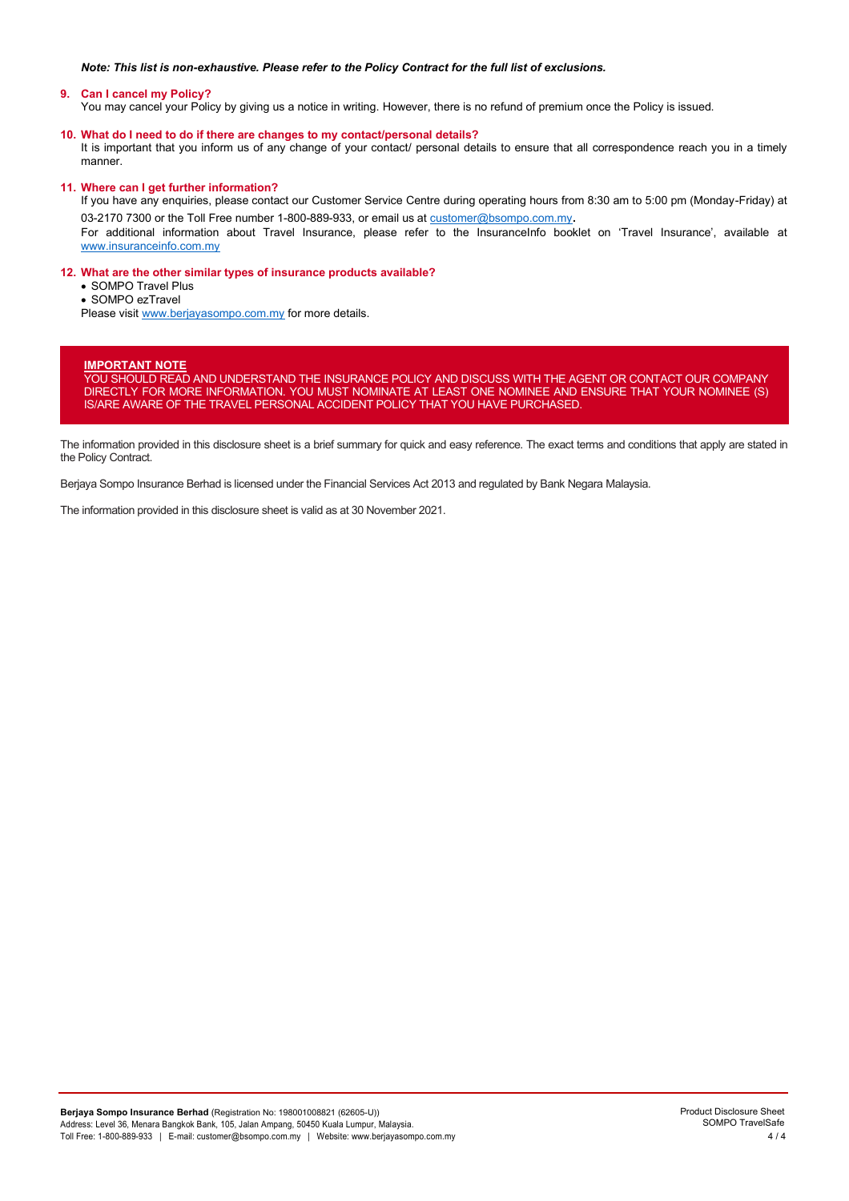***Note: This list is non-exhaustive. Please refer to the Policy Contract for the full list of exclusions.***

**9. Can I cancel my Policy?**

You may cancel your Policy by giving us a notice in writing. However, there is no refund of premium once the Policy is issued.

**10. What do I need to do if there are changes to my contact/personal details?**

It is important that you inform us of any change of your contact/ personal details to ensure that all correspondence reach you in a timely manner.

**11. Where can I get further information?**

If you have any enquiries, please contact our Customer Service Centre during operating hours from 8:30 am to 5:00 pm (Monday-Friday) at 03-2170 7300 or the Toll Free number 1-800-889-933, or email us at customer@bsompo.com.my.

For additional information about Travel Insurance, please refer to the InsuranceInfo booklet on 'Travel Insurance', available at www.insuranceinfo.com.my

**12. What are the other similar types of insurance products available?**

- SOMPO Travel Plus
- SOMPO ezTravel

Please visit www.berjayasompo.com.my for more details.

**IMPORTANT NOTE**

YOU SHOULD READ AND UNDERSTAND THE INSURANCE POLICY AND DISCUSS WITH THE AGENT OR CONTACT OUR COMPANY DIRECTLY FOR MORE INFORMATION. YOU MUST NOMINATE AT LEAST ONE NOMINEE AND ENSURE THAT YOUR NOMINEE (S) IS/ARE AWARE OF THE TRAVEL PERSONAL ACCIDENT POLICY THAT YOU HAVE PURCHASED.

The information provided in this disclosure sheet is a brief summary for quick and easy reference. The exact terms and conditions that apply are stated in the Policy Contract.

Berjaya Sompo Insurance Berhad is licensed under the Financial Services Act 2013 and regulated by Bank Negara Malaysia.

The information provided in this disclosure sheet is valid as at 30 November 2021.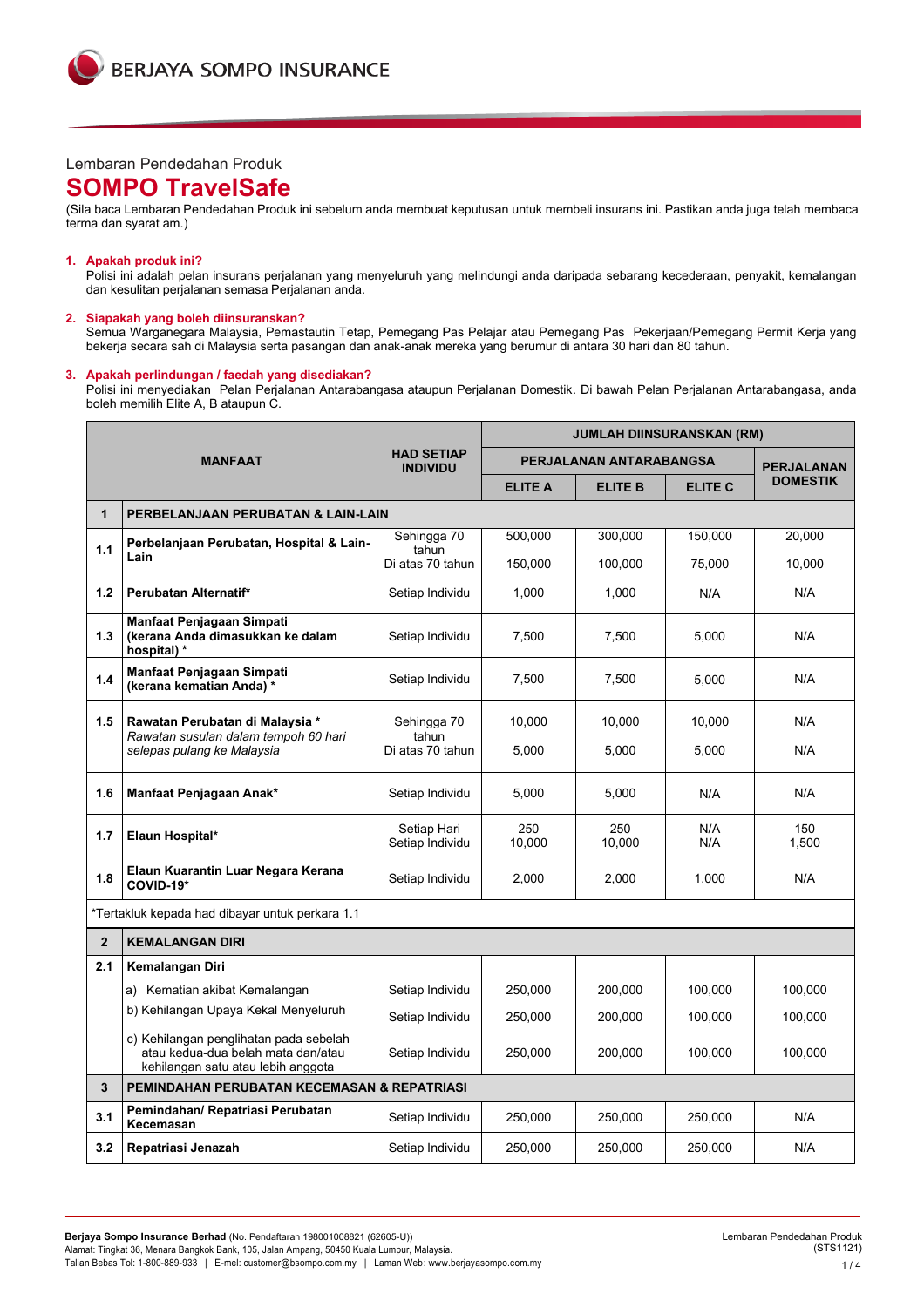Lembaran Pendedahan Produk

# SOMPO TravelSafe

(Sila baca Lembaran Pendedahan Produk ini sebelum anda membuat keputusan untuk membeli insurans ini. Pastikan anda juga telah membaca terma dan syarat am.)

## 1. Apakah produk ini?

Polisi ini adalah pelan insurans perjalanan yang menyeluruh yang melindungi anda daripada sebarang kecederaan, penyakit, kemalangan dan kesulitan perjalanan semasa Perjalanan anda.

## 2. Siapakah yang boleh diinsuranskan?

Semua Warganegara Malaysia, Pemastautin Tetap, Pemegang Pas Pelajar atau Pemegang Pas Pekerjaan/Pemegang Permit Kerja yang bekerja secara sah di Malaysia serta pasangan dan anak-anak mereka yang berumur di antara 30 hari dan 80 tahun.

## 3. Apakah perlindungan / faedah yang disediakan?

Polisi ini menyediakan Pelan Perjalanan Antarabangsa ataupun Perjalanan Domestik. Di bawah Pelan Perjalanan Antarabangsa, anda boleh memilih Elite A, B ataupun C.

| MANFAAT | | HAD SETIAP INDIVIDU | JUMLAH DIINSURANSKAN (RM) | | | |
|---|---|---|---|---|---|---|
| | | | PERJALANAN ANTARABANGSA | | | PERJALANAN DOMESTIK |
| | | | ELITE A | ELITE B | ELITE C | |
| **1** | **PERBELANJAAN PERUBATAN & LAIN-LAIN** | | | | | |
| **1.1** | **Perbelanjaan Perubatan, Hospital & Lain-Lain** | Sehingga 70 tahun | 500,000 | 300,000 | 150,000 | 20,000 |
| | | Di atas 70 tahun | 150,000 | 100,000 | 75,000 | 10,000 |
| **1.2** | **Perubatan Alternatif*** | Setiap Individu | 1,000 | 1,000 | N/A | N/A |
| **1.3** | **Manfaat Penjagaan Simpati (kerana Anda dimasukkan ke dalam hospital) *** | Setiap Individu | 7,500 | 7,500 | 5,000 | N/A |
| **1.4** | **Manfaat Penjagaan Simpati (kerana kematian Anda) *** | Setiap Individu | 7,500 | 7,500 | 5,000 | N/A |
| **1.5** | **Rawatan Perubatan di Malaysia *** *Rawatan susulan dalam tempoh 60 hari selepas pulang ke Malaysia* | Sehingga 70 tahun | 10,000 | 10,000 | 10,000 | N/A |
| | | Di atas 70 tahun | 5,000 | 5,000 | 5,000 | N/A |
| **1.6** | **Manfaat Penjagaan Anak*** | Setiap Individu | 5,000 | 5,000 | N/A | N/A |
| **1.7** | **Elaun Hospital*** | Setiap Hari | 250 | 250 | N/A | 150 |
| | | Setiap Individu | 10,000 | 10,000 | N/A | 1,500 |
| **1.8** | **Elaun Kuarantin Luar Negara Kerana COVID-19*** | Setiap Individu | 2,000 | 2,000 | 1,000 | N/A |
| *Tertakluk kepada had dibayar untuk perkara 1.1 | | | | | | |
| **2** | **KEMALANGAN DIRI** | | | | | |
| **2.1** | **Kemalangan Diri** | | | | | |
| | a) Kematian akibat Kemalangan | Setiap Individu | 250,000 | 200,000 | 100,000 | 100,000 |
| | b) Kehilangan Upaya Kekal Menyeluruh | Setiap Individu | 250,000 | 200,000 | 100,000 | 100,000 |
| | c) Kehilangan penglihatan pada sebelah atau kedua-dua belah mata dan/atau kehilangan satu atau lebih anggota | Setiap Individu | 250,000 | 200,000 | 100,000 | 100,000 |
| **3** | **PEMINDAHAN PERUBATAN KECEMASAN & REPATRIASI** | | | | | |
| **3.1** | **Pemindahan/ Repatriasi Perubatan Kecemasan** | Setiap Individu | 250,000 | 250,000 | 250,000 | N/A |
| **3.2** | **Repatriasi Jenazah** | Setiap Individu | 250,000 | 250,000 | 250,000 | N/A |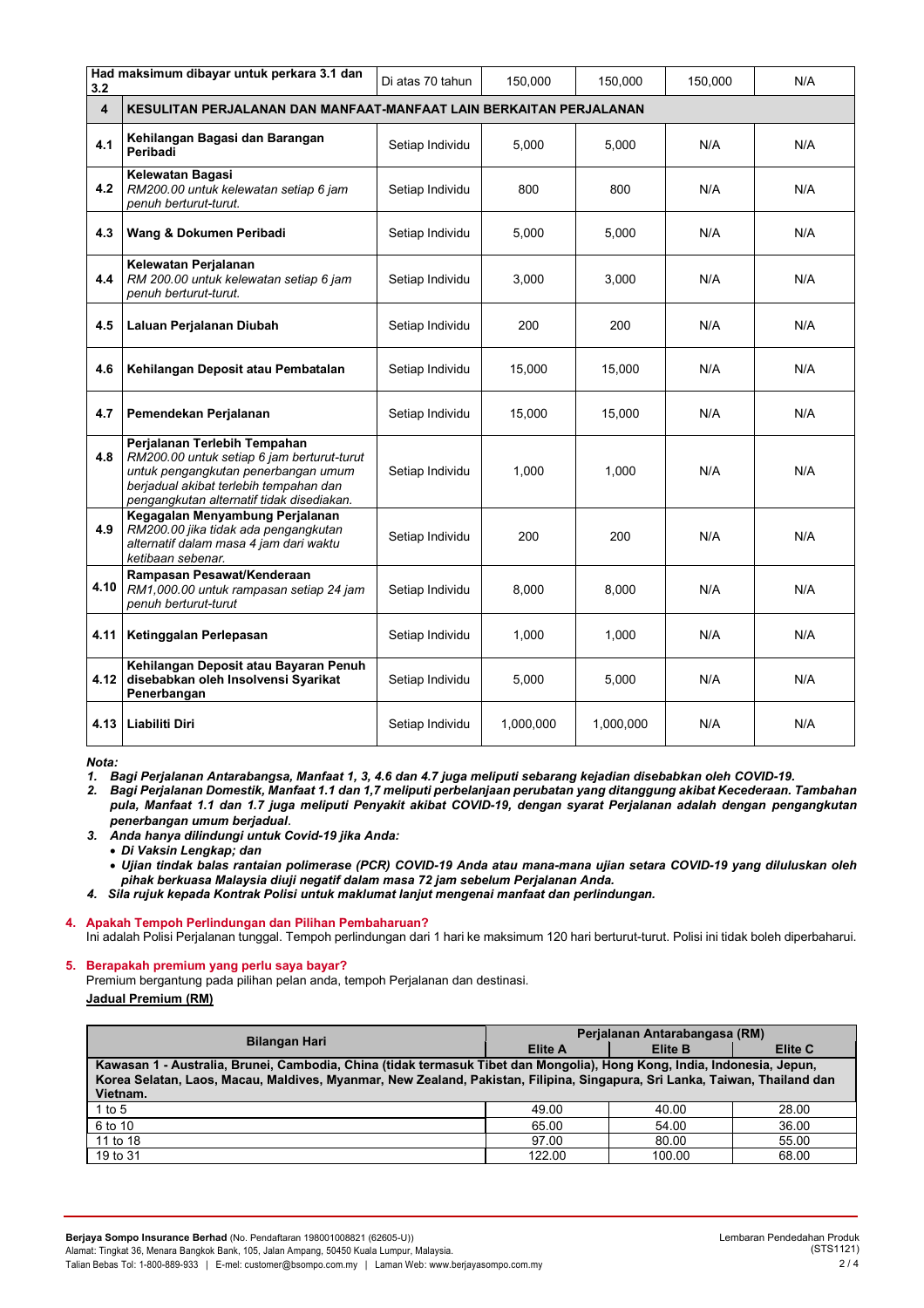| Had maksimum dibayar untuk perkara 3.1 dan 3.2 | | Di atas 70 tahun | 150,000 | 150,000 | 150,000 | N/A |
|---|---|---|---|---|---|---|
| **4** | **KESULITAN PERJALANAN DAN MANFAAT-MANFAAT LAIN BERKAITAN PERJALANAN** | | | | | |
| **4.1** | **Kehilangan Bagasi dan Barangan Peribadi** | Setiap Individu | 5,000 | 5,000 | N/A | N/A |
| **4.2** | **Kelewatan Bagasi** *RM200.00 untuk kelewatan setiap 6 jam penuh berturut-turut.* | Setiap Individu | 800 | 800 | N/A | N/A |
| **4.3** | **Wang & Dokumen Peribadi** | Setiap Individu | 5,000 | 5,000 | N/A | N/A |
| **4.4** | **Kelewatan Perjalanan** *RM 200.00 untuk kelewatan setiap 6 jam penuh berturut-turut.* | Setiap Individu | 3,000 | 3,000 | N/A | N/A |
| **4.5** | **Laluan Perjalanan Diubah** | Setiap Individu | 200 | 200 | N/A | N/A |
| **4.6** | **Kehilangan Deposit atau Pembatalan** | Setiap Individu | 15,000 | 15,000 | N/A | N/A |
| **4.7** | **Pemendekan Perjalanan** | Setiap Individu | 15,000 | 15,000 | N/A | N/A |
| **4.8** | **Perjalanan Terlebih Tempahan** *RM200.00 untuk setiap 6 jam berturut-turut untuk pengangkutan penerbangan umum berjadual akibat terlebih tempahan dan pengangkutan alternatif tidak disediakan.* | Setiap Individu | 1,000 | 1,000 | N/A | N/A |
| **4.9** | **Kegagalan Menyambung Perjalanan** *RM200.00 jika tidak ada pengangkutan alternatif dalam masa 4 jam dari waktu ketibaan sebenar.* | Setiap Individu | 200 | 200 | N/A | N/A |
| **4.10** | **Rampasan Pesawat/Kenderaan** *RM1,000.00 untuk rampasan setiap 24 jam penuh berturut-turut* | Setiap Individu | 8,000 | 8,000 | N/A | N/A |
| **4.11** | **Ketinggalan Perlepasan** | Setiap Individu | 1,000 | 1,000 | N/A | N/A |
| **4.12** | **Kehilangan Deposit atau Bayaran Penuh disebabkan oleh Insolvensi Syarikat Penerbangan** | Setiap Individu | 5,000 | 5,000 | N/A | N/A |
| **4.13** | **Liabiliti Diri** | Setiap Individu | 1,000,000 | 1,000,000 | N/A | N/A |

***Nota:***

1. ***Bagi Perjalanan Antarabangsa, Manfaat 1, 3, 4.6 dan 4.7 juga meliputi sebarang kejadian disebabkan oleh COVID-19.***
2. ***Bagi Perjalanan Domestik, Manfaat 1.1 dan 1,7 meliputi perbelanjaan perubatan yang ditanggung akibat Kecederaan. Tambahan pula, Manfaat 1.1 dan 1.7 juga meliputi Penyakit akibat COVID-19, dengan syarat Perjalanan adalah dengan pengangkutan penerbangan umum berjadual.***
3. ***Anda hanya dilindungi untuk Covid-19 jika Anda:***
   - ***Di Vaksin Lengkap; dan***
   - ***Ujian tindak balas rantaian polimerase (PCR) COVID-19 Anda atau mana-mana ujian setara COVID-19 yang diluluskan oleh pihak berkuasa Malaysia diuji negatif dalam masa 72 jam sebelum Perjalanan Anda.***
4. ***Sila rujuk kepada Kontrak Polisi untuk maklumat lanjut mengenai manfaat dan perlindungan.***

## 4. Apakah Tempoh Perlindungan dan Pilihan Pembaharuan?

Ini adalah Polisi Perjalanan tunggal. Tempoh perlindungan dari 1 hari ke maksimum 120 hari berturut-turut. Polisi ini tidak boleh diperbaharui.

## 5. Berapakah premium yang perlu saya bayar?

Premium bergantung pada pilihan pelan anda, tempoh Perjalanan dan destinasi.

**Jadual Premium (RM)**

| Bilangan Hari | Perjalanan Antarabangsa (RM) | | |
|---|---|---|---|
| | **Elite A** | **Elite B** | **Elite C** |
| **Kawasan 1 - Australia, Brunei, Cambodia, China (tidak termasuk Tibet dan Mongolia), Hong Kong, India, Indonesia, Jepun, Korea Selatan, Laos, Macau, Maldives, Myanmar, New Zealand, Pakistan, Filipina, Singapura, Sri Lanka, Taiwan, Thailand dan Vietnam.** | | | |
| 1 to 5 | 49.00 | 40.00 | 28.00 |
| 6 to 10 | 65.00 | 54.00 | 36.00 |
| 11 to 18 | 97.00 | 80.00 | 55.00 |
| 19 to 31 | 122.00 | 100.00 | 68.00 |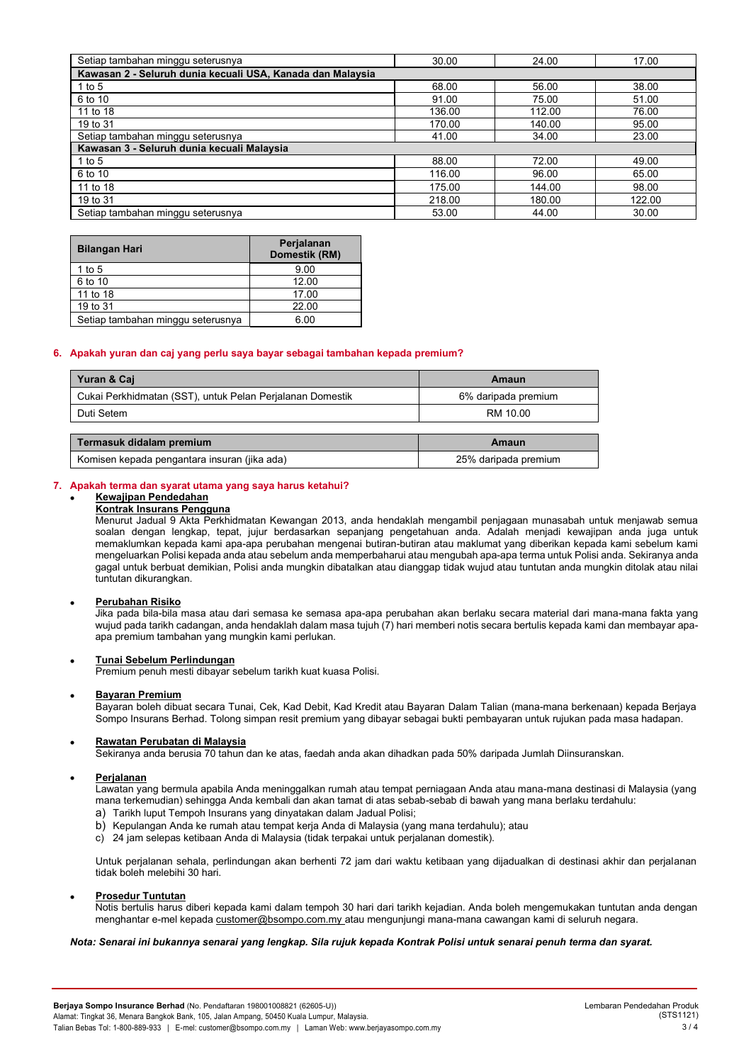| | | | |
|---|---|---|---|
| Setiap tambahan minggu seterusnya | 30.00 | 24.00 | 17.00 |
| **Kawasan 2 - Seluruh dunia kecuali USA, Kanada dan Malaysia** | | | |
| 1 to 5 | 68.00 | 56.00 | 38.00 |
| 6 to 10 | 91.00 | 75.00 | 51.00 |
| 11 to 18 | 136.00 | 112.00 | 76.00 |
| 19 to 31 | 170.00 | 140.00 | 95.00 |
| Setiap tambahan minggu seterusnya | 41.00 | 34.00 | 23.00 |
| **Kawasan 3 - Seluruh dunia kecuali Malaysia** | | | |
| 1 to 5 | 88.00 | 72.00 | 49.00 |
| 6 to 10 | 116.00 | 96.00 | 65.00 |
| 11 to 18 | 175.00 | 144.00 | 98.00 |
| 19 to 31 | 218.00 | 180.00 | 122.00 |
| Setiap tambahan minggu seterusnya | 53.00 | 44.00 | 30.00 |

| Bilangan Hari | Perjalanan Domestik (RM) |
|---|---|
| 1 to 5 | 9.00 |
| 6 to 10 | 12.00 |
| 11 to 18 | 17.00 |
| 19 to 31 | 22.00 |
| Setiap tambahan minggu seterusnya | 6.00 |

## 6. Apakah yuran dan caj yang perlu saya bayar sebagai tambahan kepada premium?

| Yuran & Caj | Amaun |
|---|---|
| Cukai Perkhidmatan (SST), untuk Pelan Perjalanan Domestik | 6% daripada premium |
| Duti Setem | RM 10.00 |

| Termasuk didalam premium | Amaun |
|---|---|
| Komisen kepada pengantara insuran (jika ada) | 25% daripada premium |

## 7. Apakah terma dan syarat utama yang saya harus ketahui?

- **Kewajipan Pendedahan**

  **Kontrak Insurans Pengguna**

  Menurut Jadual 9 Akta Perkhidmatan Kewangan 2013, anda hendaklah mengambil penjagaan munasabah untuk menjawab semua soalan dengan lengkap, tepat, jujur berdasarkan sepanjang pengetahuan anda. Adalah menjadi kewajipan anda juga untuk memaklumkan kepada kami apa-apa perubahan mengenai butiran-butiran atau maklumat yang diberikan kepada kami sebelum kami mengeluarkan Polisi kepada anda atau sebelum anda memperbaharui atau mengubah apa-apa terma untuk Polisi anda. Sekiranya anda gagal untuk berbuat demikian, Polisi anda mungkin dibatalkan atau dianggap tidak wujud atau tuntutan anda mungkin ditolak atau nilai tuntutan dikurangkan.

- **Perubahan Risiko**

  Jika pada bila-bila masa atau dari semasa ke semasa apa-apa perubahan akan berlaku secara material dari mana-mana fakta yang wujud pada tarikh cadangan, anda hendaklah dalam masa tujuh (7) hari memberi notis secara bertulis kepada kami dan membayar apa-apa premium tambahan yang mungkin kami perlukan.

- **Tunai Sebelum Perlindungan**

  Premium penuh mesti dibayar sebelum tarikh kuat kuasa Polisi.

- **Bayaran Premium**

  Bayaran boleh dibuat secara Tunai, Cek, Kad Debit, Kad Kredit atau Bayaran Dalam Talian (mana-mana berkenaan) kepada Berjaya Sompo Insurans Berhad. Tolong simpan resit premium yang dibayar sebagai bukti pembayaran untuk rujukan pada masa hadapan.

- **Rawatan Perubatan di Malaysia**

  Sekiranya anda berusia 70 tahun dan ke atas, faedah anda akan dihadkan pada 50% daripada Jumlah Diinsuranskan.

- **Perjalanan**

  Lawatan yang bermula apabila Anda meninggalkan rumah atau tempat perniagaan Anda atau mana-mana destinasi di Malaysia (yang mana terkemudian) sehingga Anda kembali dan akan tamat di atas sebab-sebab di bawah yang mana berlaku terdahulu:

  a) Tarikh luput Tempoh Insurans yang dinyatakan dalam Jadual Polisi;
  b) Kepulangan Anda ke rumah atau tempat kerja Anda di Malaysia (yang mana terdahulu); atau
  c) 24 jam selepas ketibaan Anda di Malaysia (tidak terpakai untuk perjalanan domestik).

  Untuk perjalanan sehala, perlindungan akan berhenti 72 jam dari waktu ketibaan yang dijadualkan di destinasi akhir dan perjalanan tidak boleh melebihi 30 hari.

- **Prosedur Tuntutan**

  Notis bertulis harus diberi kepada kami dalam tempoh 30 hari dari tarikh kejadian. Anda boleh mengemukakan tuntutan anda dengan menghantar e-mel kepada customer@bsompo.com.my atau mengunjungi mana-mana cawangan kami di seluruh negara.

***Nota: Senarai ini bukannya senarai yang lengkap. Sila rujuk kepada Kontrak Polisi untuk senarai penuh terma dan syarat.***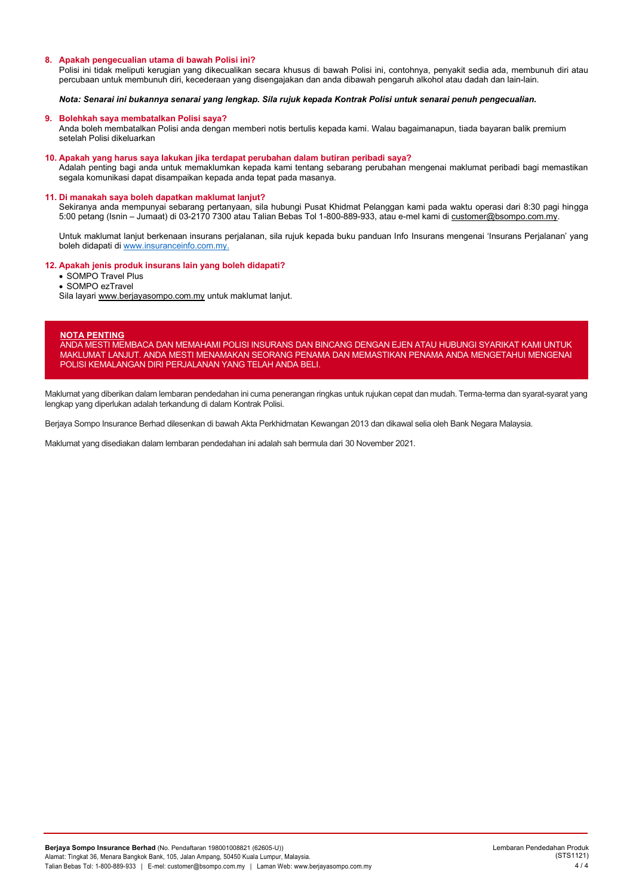### 8. Apakah pengecualian utama di bawah Polisi ini?

Polisi ini tidak meliputi kerugian yang dikecualikan secara khusus di bawah Polisi ini, contohnya, penyakit sedia ada, membunuh diri atau percubaan untuk membunuh diri, kecederaan yang disengajakan dan anda dibawah pengaruh alkohol atau dadah dan lain-lain.

***Nota: Senarai ini bukannya senarai yang lengkap. Sila rujuk kepada Kontrak Polisi untuk senarai penuh pengecualian.***

### 9. Bolehkah saya membatalkan Polisi saya?

Anda boleh membatalkan Polisi anda dengan memberi notis bertulis kepada kami. Walau bagaimanapun, tiada bayaran balik premium setelah Polisi dikeluarkan

### 10. Apakah yang harus saya lakukan jika terdapat perubahan dalam butiran peribadi saya?

Adalah penting bagi anda untuk memaklumkan kepada kami tentang sebarang perubahan mengenai maklumat peribadi bagi memastikan segala komunikasi dapat disampaikan kepada anda tepat pada masanya.

### 11. Di manakah saya boleh dapatkan maklumat lanjut?

Sekiranya anda mempunyai sebarang pertanyaan, sila hubungi Pusat Khidmat Pelanggan kami pada waktu operasi dari 8:30 pagi hingga 5:00 petang (Isnin – Jumaat) di 03-2170 7300 atau Talian Bebas Tol 1-800-889-933, atau e-mel kami di customer@bsompo.com.my.

Untuk maklumat lanjut berkenaan insurans perjalanan, sila rujuk kepada buku panduan Info Insurans mengenai 'Insurans Perjalanan' yang boleh didapati di www.insuranceinfo.com.my.

### 12. Apakah jenis produk insurans lain yang boleh didapati?

- SOMPO Travel Plus
- SOMPO ezTravel

Sila layari www.berjayasompo.com.my untuk maklumat lanjut.

**NOTA PENTING**

ANDA MESTI MEMBACA DAN MEMAHAMI POLISI INSURANS DAN BINCANG DENGAN EJEN ATAU HUBUNGI SYARIKAT KAMI UNTUK MAKLUMAT LANJUT. ANDA MESTI MENAMAKAN SEORANG PENAMA DAN MEMASTIKAN PENAMA ANDA MENGETAHUI MENGENAI POLISI KEMALANGAN DIRI PERJALANAN YANG TELAH ANDA BELI.

Maklumat yang diberikan dalam lembaran pendedahan ini cuma penerangan ringkas untuk rujukan cepat dan mudah. Terma-terma dan syarat-syarat yang lengkap yang diperlukan adalah terkandung di dalam Kontrak Polisi.

Berjaya Sompo Insurance Berhad dilesenkan di bawah Akta Perkhidmatan Kewangan 2013 dan dikawal selia oleh Bank Negara Malaysia.

Maklumat yang disediakan dalam lembaran pendedahan ini adalah sah bermula dari 30 November 2021.